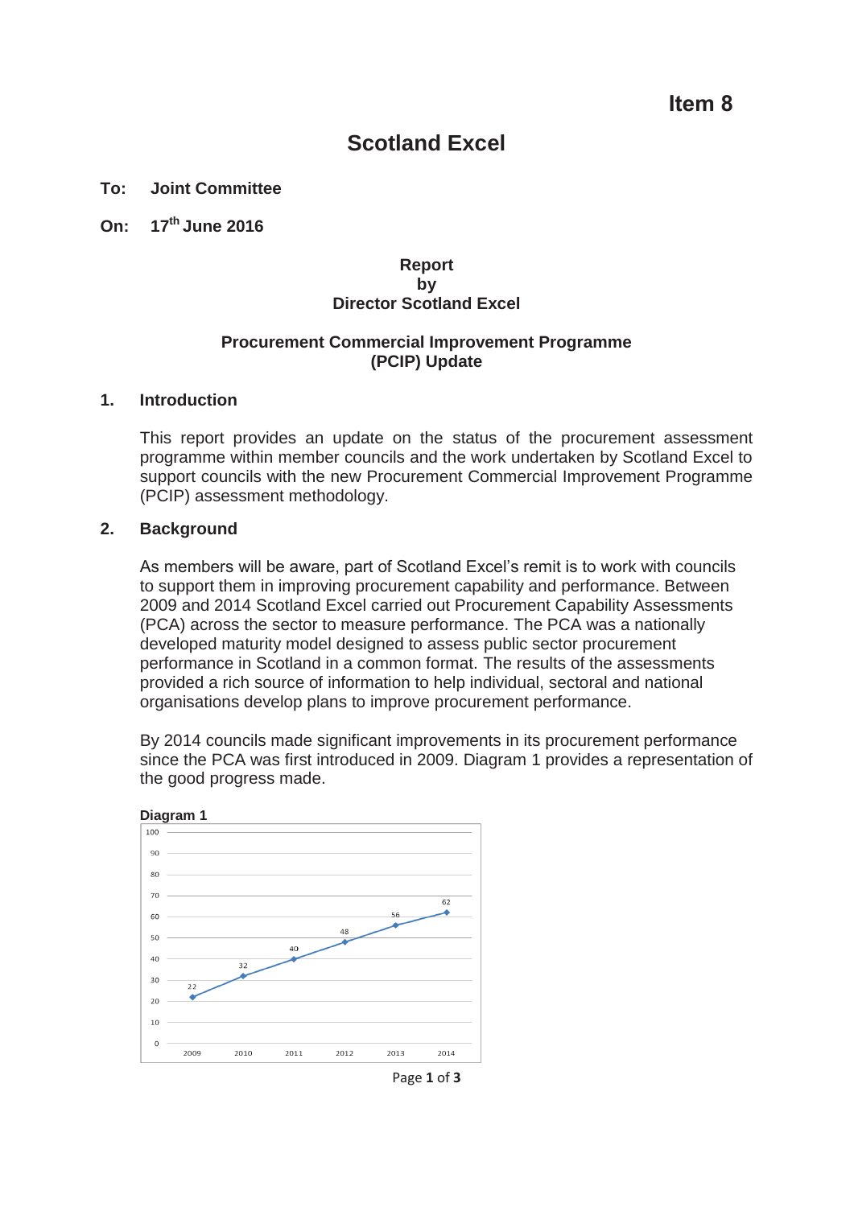Item 8

# Scotland Excel

**To: Joint Committee**

**On: 17th June 2016**

**Report**
**by**
**Director Scotland Excel**

**Procurement Commercial Improvement Programme (PCIP) Update**

## 1. Introduction

This report provides an update on the status of the procurement assessment programme within member councils and the work undertaken by Scotland Excel to support councils with the new Procurement Commercial Improvement Programme (PCIP) assessment methodology.

## 2. Background

As members will be aware, part of Scotland Excel's remit is to work with councils to support them in improving procurement capability and performance. Between 2009 and 2014 Scotland Excel carried out Procurement Capability Assessments (PCA) across the sector to measure performance. The PCA was a nationally developed maturity model designed to assess public sector procurement performance in Scotland in a common format. The results of the assessments provided a rich source of information to help individual, sectoral and national organisations develop plans to improve procurement performance.

By 2014 councils made significant improvements in its procurement performance since the PCA was first introduced in 2009. Diagram 1 provides a representation of the good progress made.

**Diagram 1**

| Year | Score |
|---|---|
| 2009 | 22 |
| 2010 | 32 |
| 2011 | 40 |
| 2012 | 48 |
| 2013 | 56 |
| 2014 | 62 |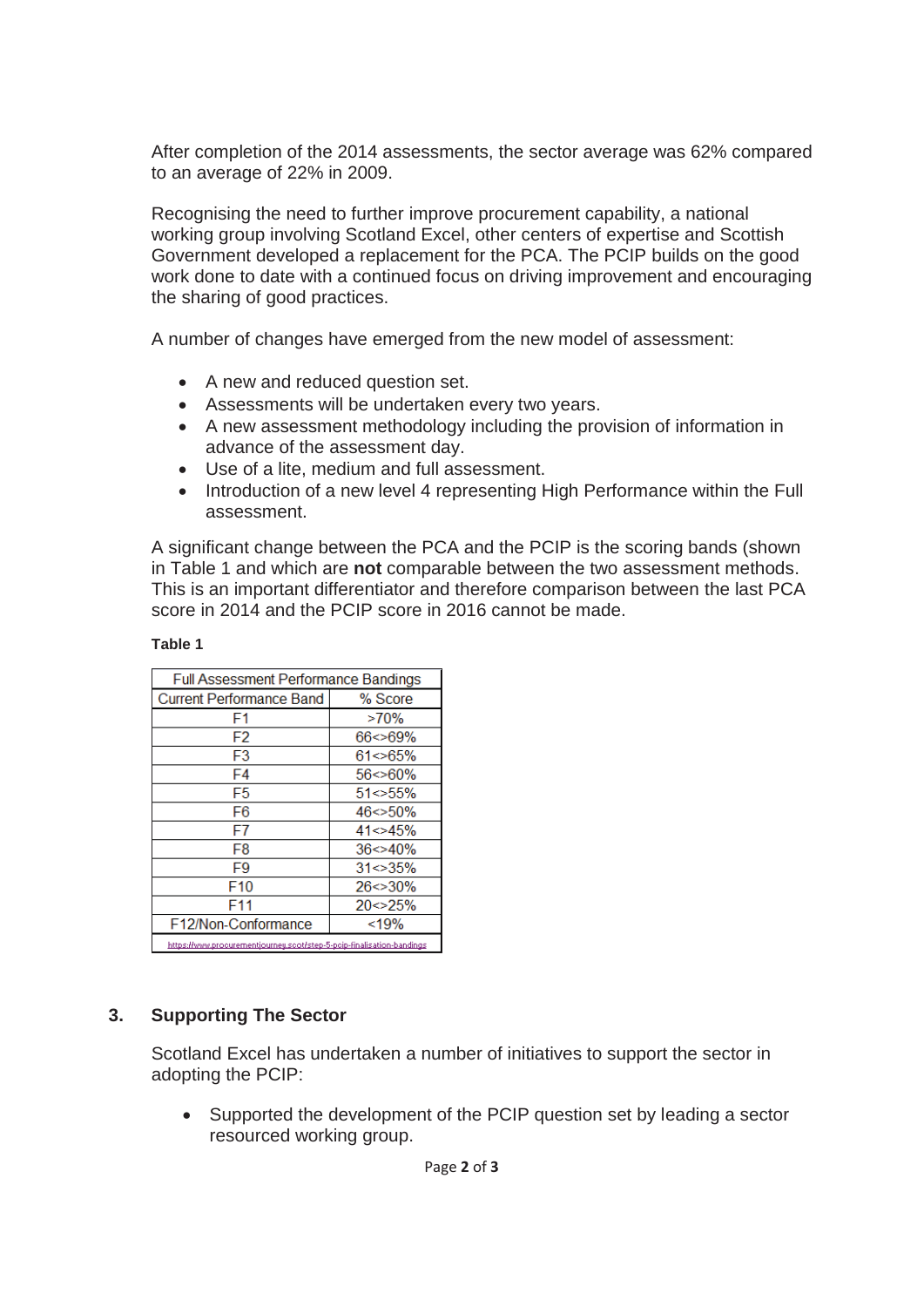After completion of the 2014 assessments, the sector average was 62% compared to an average of 22% in 2009.

Recognising the need to further improve procurement capability, a national working group involving Scotland Excel, other centers of expertise and Scottish Government developed a replacement for the PCA. The PCIP builds on the good work done to date with a continued focus on driving improvement and encouraging the sharing of good practices.

A number of changes have emerged from the new model of assessment:

- A new and reduced question set.
- Assessments will be undertaken every two years.
- A new assessment methodology including the provision of information in advance of the assessment day.
- Use of a lite, medium and full assessment.
- Introduction of a new level 4 representing High Performance within the Full assessment.

A significant change between the PCA and the PCIP is the scoring bands (shown in Table 1 and which are **not** comparable between the two assessment methods. This is an important differentiator and therefore comparison between the last PCA score in 2014 and the PCIP score in 2016 cannot be made.

**Table 1**

| Full Assessment Performance Bandings | |
|---|---|
| Current Performance Band | % Score |
| F1 | >70% |
| F2 | 66<>69% |
| F3 | 61<>65% |
| F4 | 56<>60% |
| F5 | 51<>55% |
| F6 | 46<>50% |
| F7 | 41<>45% |
| F8 | 36<>40% |
| F9 | 31<>35% |
| F10 | 26<>30% |
| F11 | 20<>25% |
| F12/Non-Conformance | <19% |
| https://www.procurementjourney.scot/step-5-pcip-finalisation-bandings | |

## 3. Supporting The Sector

Scotland Excel has undertaken a number of initiatives to support the sector in adopting the PCIP:

- Supported the development of the PCIP question set by leading a sector resourced working group.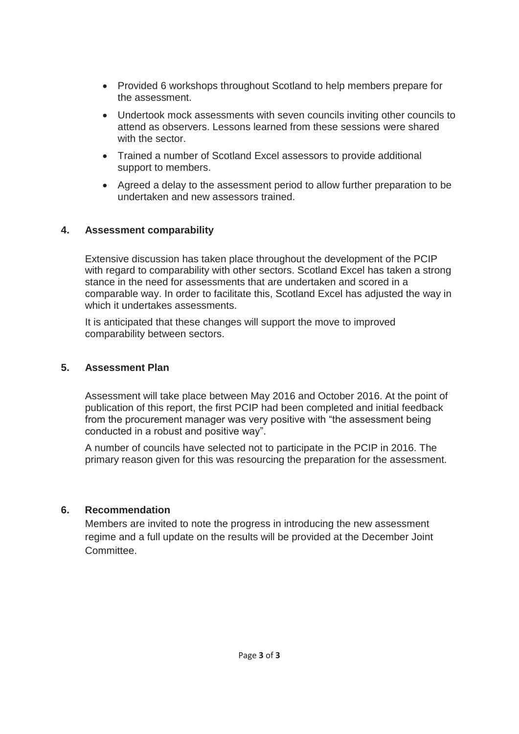- Provided 6 workshops throughout Scotland to help members prepare for the assessment.
- Undertook mock assessments with seven councils inviting other councils to attend as observers. Lessons learned from these sessions were shared with the sector.
- Trained a number of Scotland Excel assessors to provide additional support to members.
- Agreed a delay to the assessment period to allow further preparation to be undertaken and new assessors trained.

## 4. Assessment comparability

Extensive discussion has taken place throughout the development of the PCIP with regard to comparability with other sectors. Scotland Excel has taken a strong stance in the need for assessments that are undertaken and scored in a comparable way. In order to facilitate this, Scotland Excel has adjusted the way in which it undertakes assessments.

It is anticipated that these changes will support the move to improved comparability between sectors.

## 5. Assessment Plan

Assessment will take place between May 2016 and October 2016. At the point of publication of this report, the first PCIP had been completed and initial feedback from the procurement manager was very positive with "the assessment being conducted in a robust and positive way".

A number of councils have selected not to participate in the PCIP in 2016. The primary reason given for this was resourcing the preparation for the assessment.

## 6. Recommendation

Members are invited to note the progress in introducing the new assessment regime and a full update on the results will be provided at the December Joint Committee.